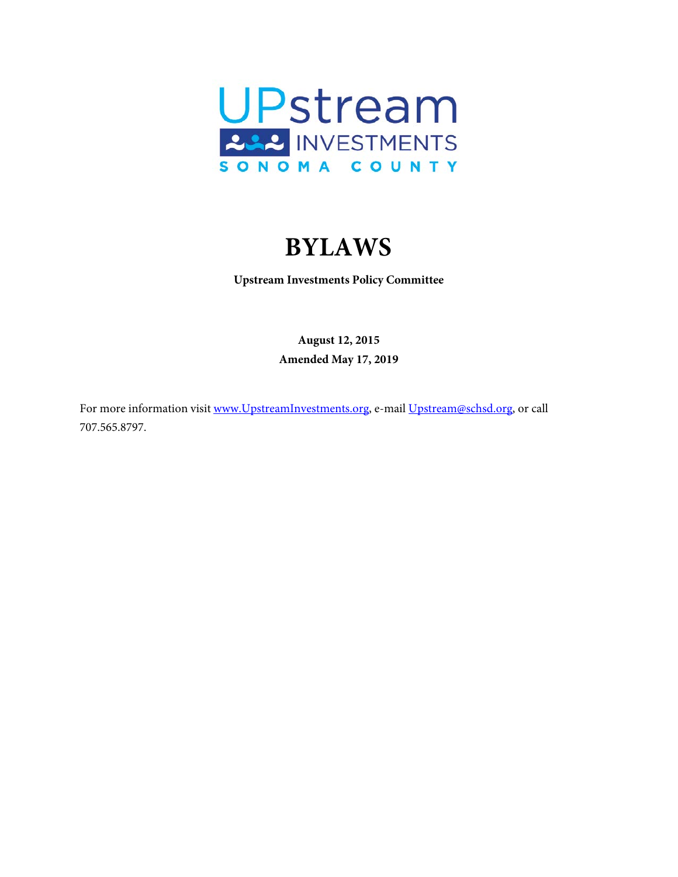# BYLAWS

**Upstream Investments Policy Committee**

**August 12, 2015**
**Amended May 17, 2019**

For more information visit [www.UpstreamInvestments.org](http://www.UpstreamInvestments.org), e-mail [Upstream@schsd.org](mailto:Upstream@schsd.org), or call 707.565.8797.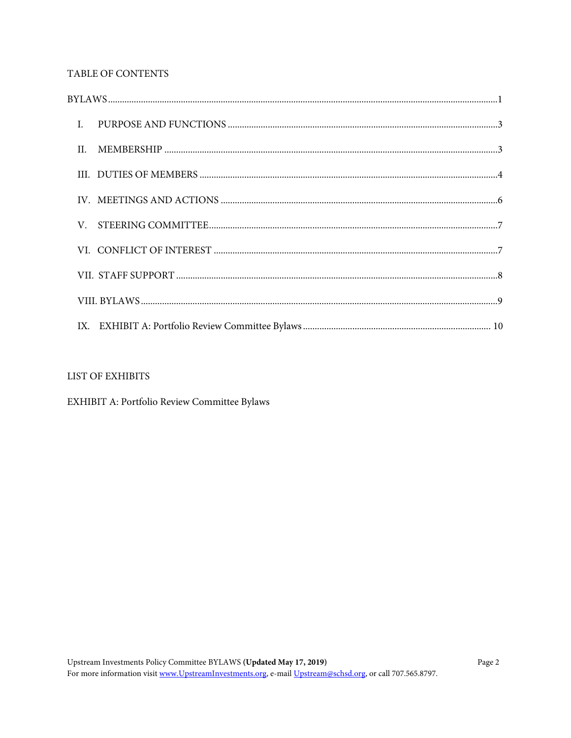TABLE OF CONTENTS

BYLAWS ........................................................................................................................ 1

I. PURPOSE AND FUNCTIONS ......................................................................................... 3

II. MEMBERSHIP .......................................................................................................... 3

III. DUTIES OF MEMBERS ............................................................................................. 4

IV. MEETINGS AND ACTIONS ......................................................................................... 6

V. STEERING COMMITTEE .............................................................................................. 7

VI. CONFLICT OF INTEREST .......................................................................................... 7

VII. STAFF SUPPORT .................................................................................................... 8

VIII. BYLAWS ............................................................................................................... 9

IX. EXHIBIT A: Portfolio Review Committee Bylaws ........................................................ 10

LIST OF EXHIBITS

EXHIBIT A: Portfolio Review Committee Bylaws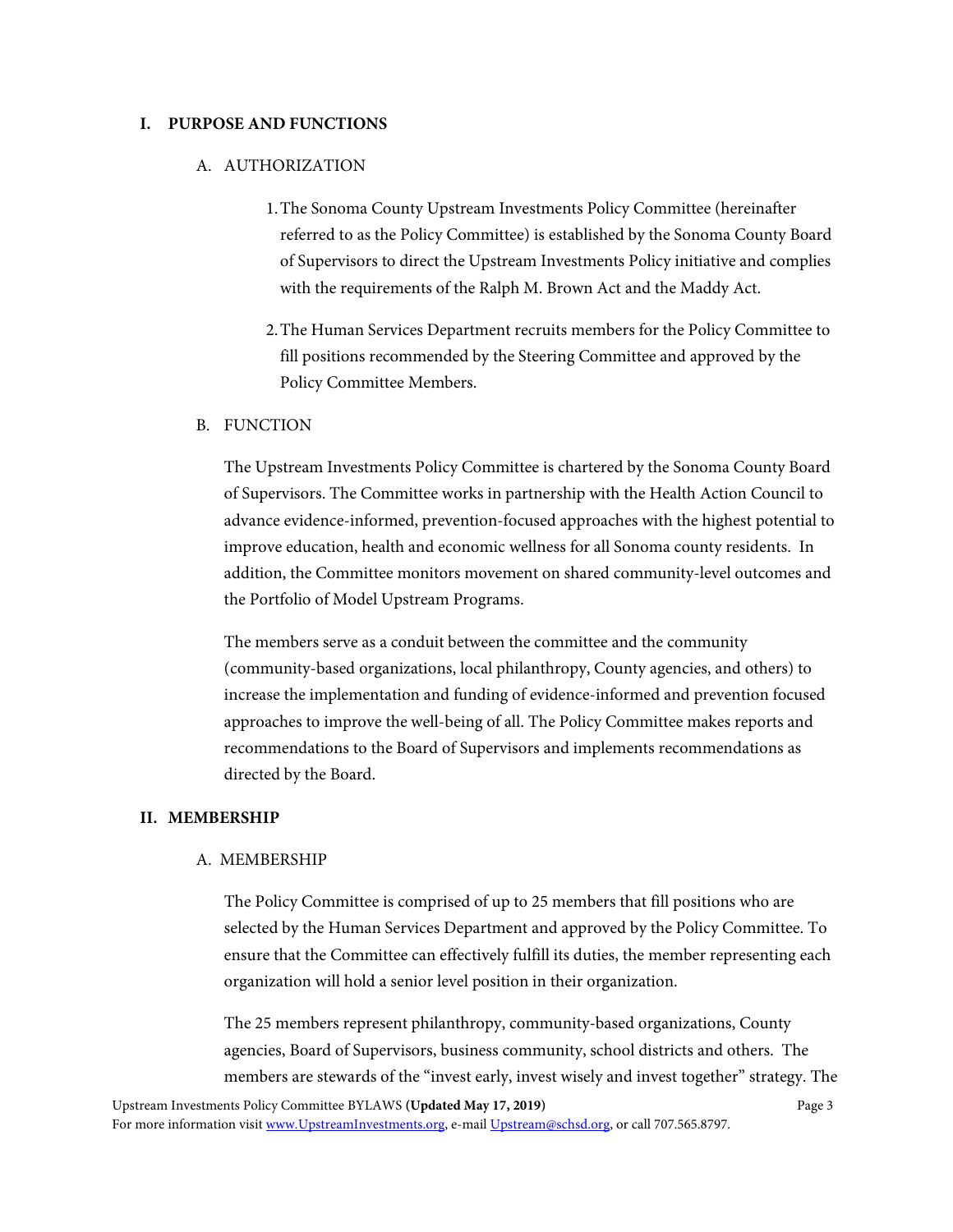## I. PURPOSE AND FUNCTIONS

### A. AUTHORIZATION

1. The Sonoma County Upstream Investments Policy Committee (hereinafter referred to as the Policy Committee) is established by the Sonoma County Board of Supervisors to direct the Upstream Investments Policy initiative and complies with the requirements of the Ralph M. Brown Act and the Maddy Act.

2. The Human Services Department recruits members for the Policy Committee to fill positions recommended by the Steering Committee and approved by the Policy Committee Members.

### B. FUNCTION

The Upstream Investments Policy Committee is chartered by the Sonoma County Board of Supervisors. The Committee works in partnership with the Health Action Council to advance evidence-informed, prevention-focused approaches with the highest potential to improve education, health and economic wellness for all Sonoma county residents. In addition, the Committee monitors movement on shared community-level outcomes and the Portfolio of Model Upstream Programs.

The members serve as a conduit between the committee and the community (community-based organizations, local philanthropy, County agencies, and others) to increase the implementation and funding of evidence-informed and prevention focused approaches to improve the well-being of all. The Policy Committee makes reports and recommendations to the Board of Supervisors and implements recommendations as directed by the Board.

## II. MEMBERSHIP

### A. MEMBERSHIP

The Policy Committee is comprised of up to 25 members that fill positions who are selected by the Human Services Department and approved by the Policy Committee. To ensure that the Committee can effectively fulfill its duties, the member representing each organization will hold a senior level position in their organization.

The 25 members represent philanthropy, community-based organizations, County agencies, Board of Supervisors, business community, school districts and others. The members are stewards of the "invest early, invest wisely and invest together" strategy. The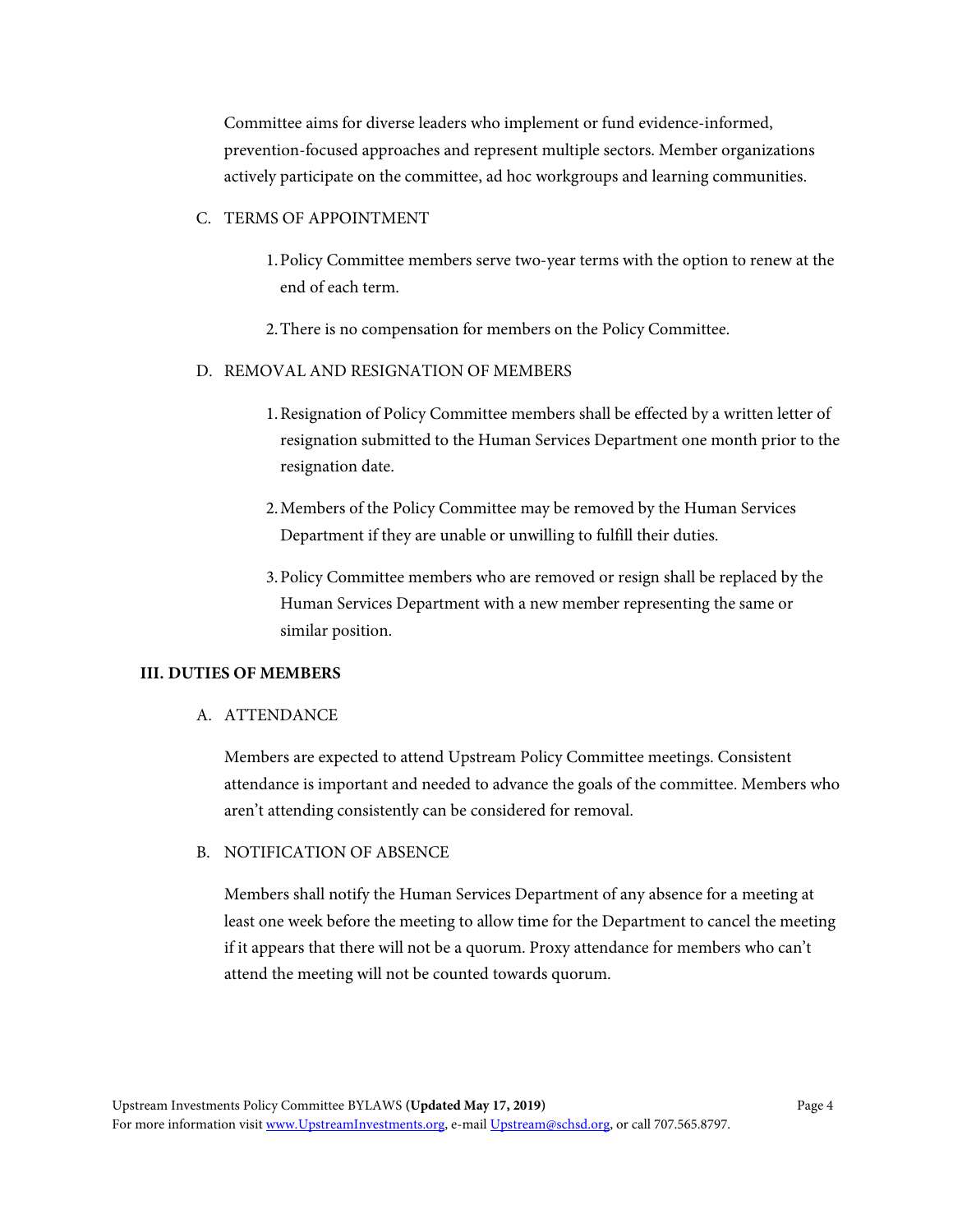Committee aims for diverse leaders who implement or fund evidence-informed, prevention-focused approaches and represent multiple sectors. Member organizations actively participate on the committee, ad hoc workgroups and learning communities.

C. TERMS OF APPOINTMENT

1. Policy Committee members serve two-year terms with the option to renew at the end of each term.

2. There is no compensation for members on the Policy Committee.

D. REMOVAL AND RESIGNATION OF MEMBERS

1. Resignation of Policy Committee members shall be effected by a written letter of resignation submitted to the Human Services Department one month prior to the resignation date.

2. Members of the Policy Committee may be removed by the Human Services Department if they are unable or unwilling to fulfill their duties.

3. Policy Committee members who are removed or resign shall be replaced by the Human Services Department with a new member representing the same or similar position.

## III. DUTIES OF MEMBERS

A. ATTENDANCE

Members are expected to attend Upstream Policy Committee meetings. Consistent attendance is important and needed to advance the goals of the committee. Members who aren't attending consistently can be considered for removal.

B. NOTIFICATION OF ABSENCE

Members shall notify the Human Services Department of any absence for a meeting at least one week before the meeting to allow time for the Department to cancel the meeting if it appears that there will not be a quorum. Proxy attendance for members who can't attend the meeting will not be counted towards quorum.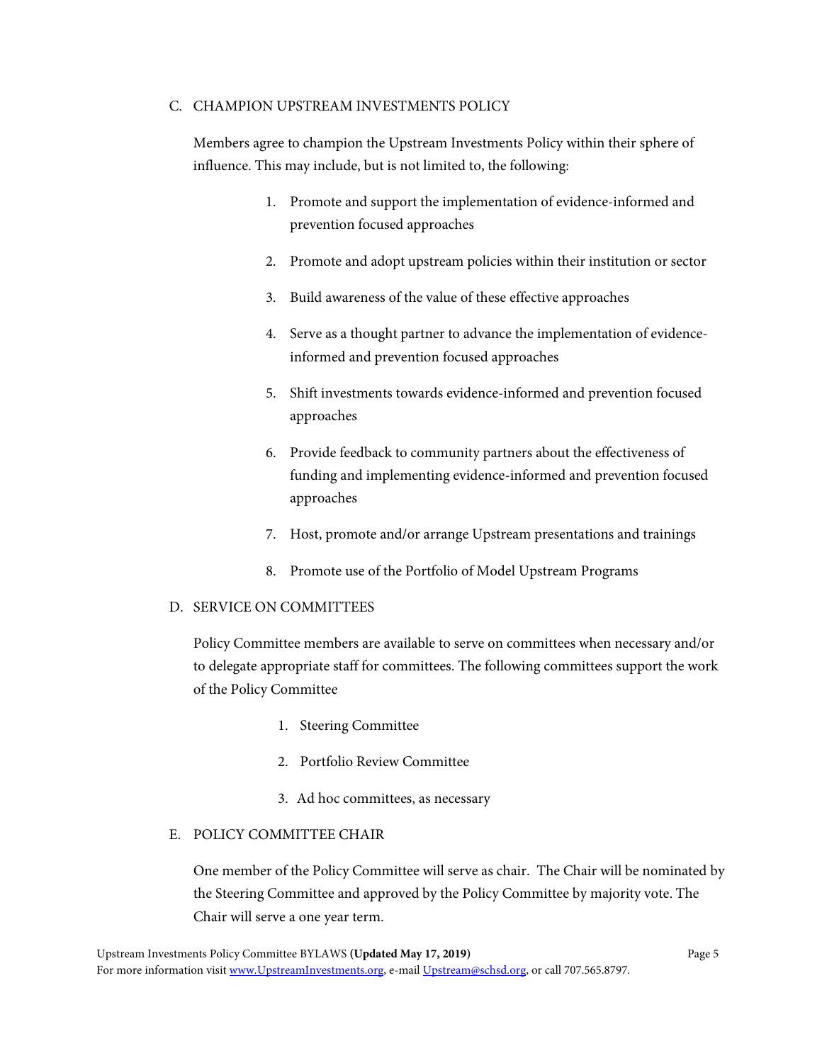### C. CHAMPION UPSTREAM INVESTMENTS POLICY

Members agree to champion the Upstream Investments Policy within their sphere of influence. This may include, but is not limited to, the following:

1. Promote and support the implementation of evidence-informed and prevention focused approaches
2. Promote and adopt upstream policies within their institution or sector
3. Build awareness of the value of these effective approaches
4. Serve as a thought partner to advance the implementation of evidence-informed and prevention focused approaches
5. Shift investments towards evidence-informed and prevention focused approaches
6. Provide feedback to community partners about the effectiveness of funding and implementing evidence-informed and prevention focused approaches
7. Host, promote and/or arrange Upstream presentations and trainings
8. Promote use of the Portfolio of Model Upstream Programs

### D. SERVICE ON COMMITTEES

Policy Committee members are available to serve on committees when necessary and/or to delegate appropriate staff for committees. The following committees support the work of the Policy Committee

1. Steering Committee
2. Portfolio Review Committee
3. Ad hoc committees, as necessary

### E. POLICY COMMITTEE CHAIR

One member of the Policy Committee will serve as chair. The Chair will be nominated by the Steering Committee and approved by the Policy Committee by majority vote. The Chair will serve a one year term.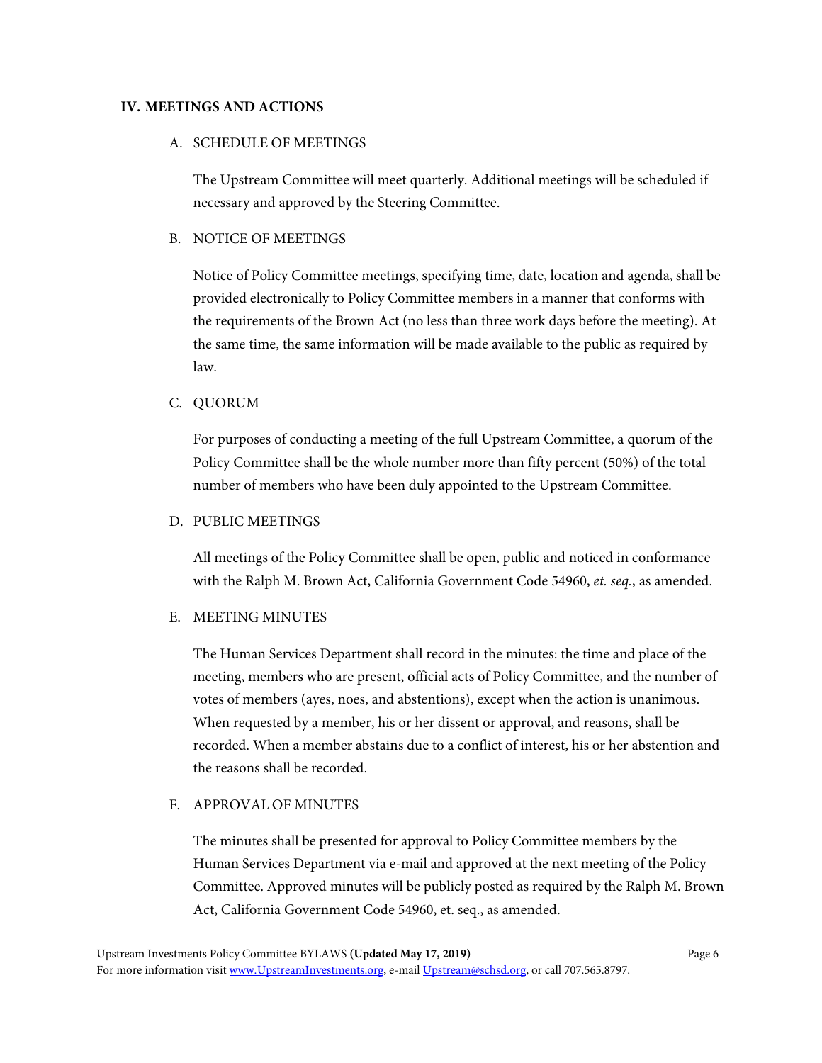## IV. MEETINGS AND ACTIONS

### A. SCHEDULE OF MEETINGS

The Upstream Committee will meet quarterly. Additional meetings will be scheduled if necessary and approved by the Steering Committee.

### B. NOTICE OF MEETINGS

Notice of Policy Committee meetings, specifying time, date, location and agenda, shall be provided electronically to Policy Committee members in a manner that conforms with the requirements of the Brown Act (no less than three work days before the meeting). At the same time, the same information will be made available to the public as required by law.

### C. QUORUM

For purposes of conducting a meeting of the full Upstream Committee, a quorum of the Policy Committee shall be the whole number more than fifty percent (50%) of the total number of members who have been duly appointed to the Upstream Committee.

### D. PUBLIC MEETINGS

All meetings of the Policy Committee shall be open, public and noticed in conformance with the Ralph M. Brown Act, California Government Code 54960, *et. seq.*, as amended.

### E. MEETING MINUTES

The Human Services Department shall record in the minutes: the time and place of the meeting, members who are present, official acts of Policy Committee, and the number of votes of members (ayes, noes, and abstentions), except when the action is unanimous. When requested by a member, his or her dissent or approval, and reasons, shall be recorded. When a member abstains due to a conflict of interest, his or her abstention and the reasons shall be recorded.

### F. APPROVAL OF MINUTES

The minutes shall be presented for approval to Policy Committee members by the Human Services Department via e-mail and approved at the next meeting of the Policy Committee. Approved minutes will be publicly posted as required by the Ralph M. Brown Act, California Government Code 54960, et. seq., as amended.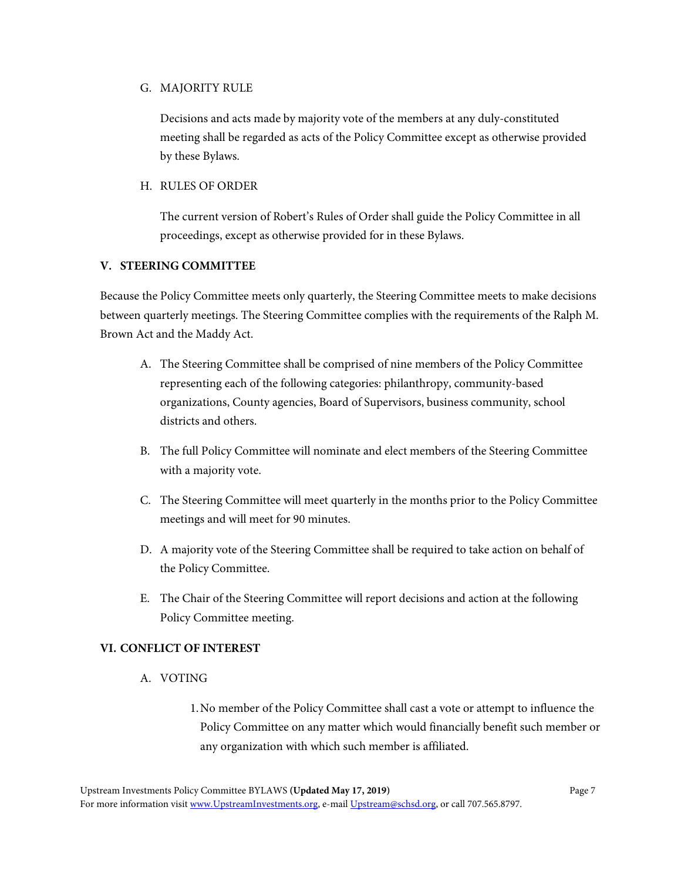G. MAJORITY RULE

Decisions and acts made by majority vote of the members at any duly-constituted meeting shall be regarded as acts of the Policy Committee except as otherwise provided by these Bylaws.

H. RULES OF ORDER

The current version of Robert's Rules of Order shall guide the Policy Committee in all proceedings, except as otherwise provided for in these Bylaws.

## V. STEERING COMMITTEE

Because the Policy Committee meets only quarterly, the Steering Committee meets to make decisions between quarterly meetings. The Steering Committee complies with the requirements of the Ralph M. Brown Act and the Maddy Act.

A. The Steering Committee shall be comprised of nine members of the Policy Committee representing each of the following categories: philanthropy, community-based organizations, County agencies, Board of Supervisors, business community, school districts and others.

B. The full Policy Committee will nominate and elect members of the Steering Committee with a majority vote.

C. The Steering Committee will meet quarterly in the months prior to the Policy Committee meetings and will meet for 90 minutes.

D. A majority vote of the Steering Committee shall be required to take action on behalf of the Policy Committee.

E. The Chair of the Steering Committee will report decisions and action at the following Policy Committee meeting.

## VI. CONFLICT OF INTEREST

A. VOTING

1. No member of the Policy Committee shall cast a vote or attempt to influence the Policy Committee on any matter which would financially benefit such member or any organization with which such member is affiliated.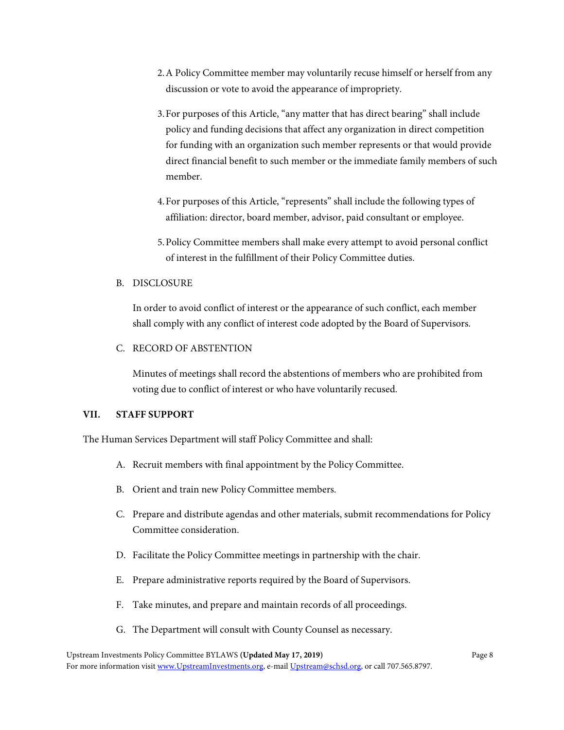2. A Policy Committee member may voluntarily recuse himself or herself from any discussion or vote to avoid the appearance of impropriety.

3. For purposes of this Article, "any matter that has direct bearing" shall include policy and funding decisions that affect any organization in direct competition for funding with an organization such member represents or that would provide direct financial benefit to such member or the immediate family members of such member.

4. For purposes of this Article, "represents" shall include the following types of affiliation: director, board member, advisor, paid consultant or employee.

5. Policy Committee members shall make every attempt to avoid personal conflict of interest in the fulfillment of their Policy Committee duties.

B. DISCLOSURE

In order to avoid conflict of interest or the appearance of such conflict, each member shall comply with any conflict of interest code adopted by the Board of Supervisors.

C. RECORD OF ABSTENTION

Minutes of meetings shall record the abstentions of members who are prohibited from voting due to conflict of interest or who have voluntarily recused.

## VII. STAFF SUPPORT

The Human Services Department will staff Policy Committee and shall:

A. Recruit members with final appointment by the Policy Committee.

B. Orient and train new Policy Committee members.

C. Prepare and distribute agendas and other materials, submit recommendations for Policy Committee consideration.

D. Facilitate the Policy Committee meetings in partnership with the chair.

E. Prepare administrative reports required by the Board of Supervisors.

F. Take minutes, and prepare and maintain records of all proceedings.

G. The Department will consult with County Counsel as necessary.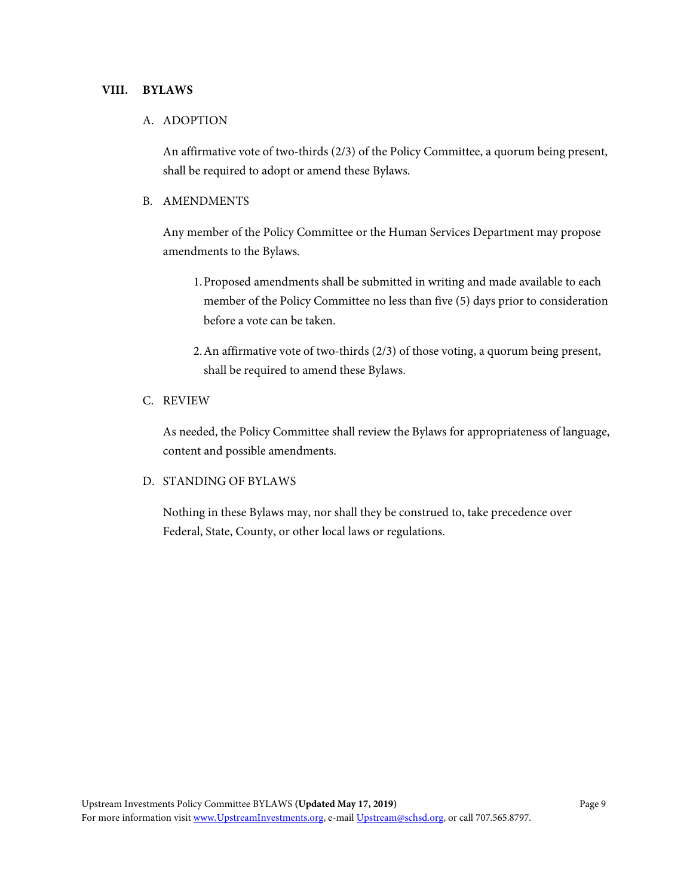## VIII. BYLAWS

### A. ADOPTION

An affirmative vote of two-thirds (2/3) of the Policy Committee, a quorum being present, shall be required to adopt or amend these Bylaws.

### B. AMENDMENTS

Any member of the Policy Committee or the Human Services Department may propose amendments to the Bylaws.

1. Proposed amendments shall be submitted in writing and made available to each member of the Policy Committee no less than five (5) days prior to consideration before a vote can be taken.

2. An affirmative vote of two-thirds (2/3) of those voting, a quorum being present, shall be required to amend these Bylaws.

### C. REVIEW

As needed, the Policy Committee shall review the Bylaws for appropriateness of language, content and possible amendments.

### D. STANDING OF BYLAWS

Nothing in these Bylaws may, nor shall they be construed to, take precedence over Federal, State, County, or other local laws or regulations.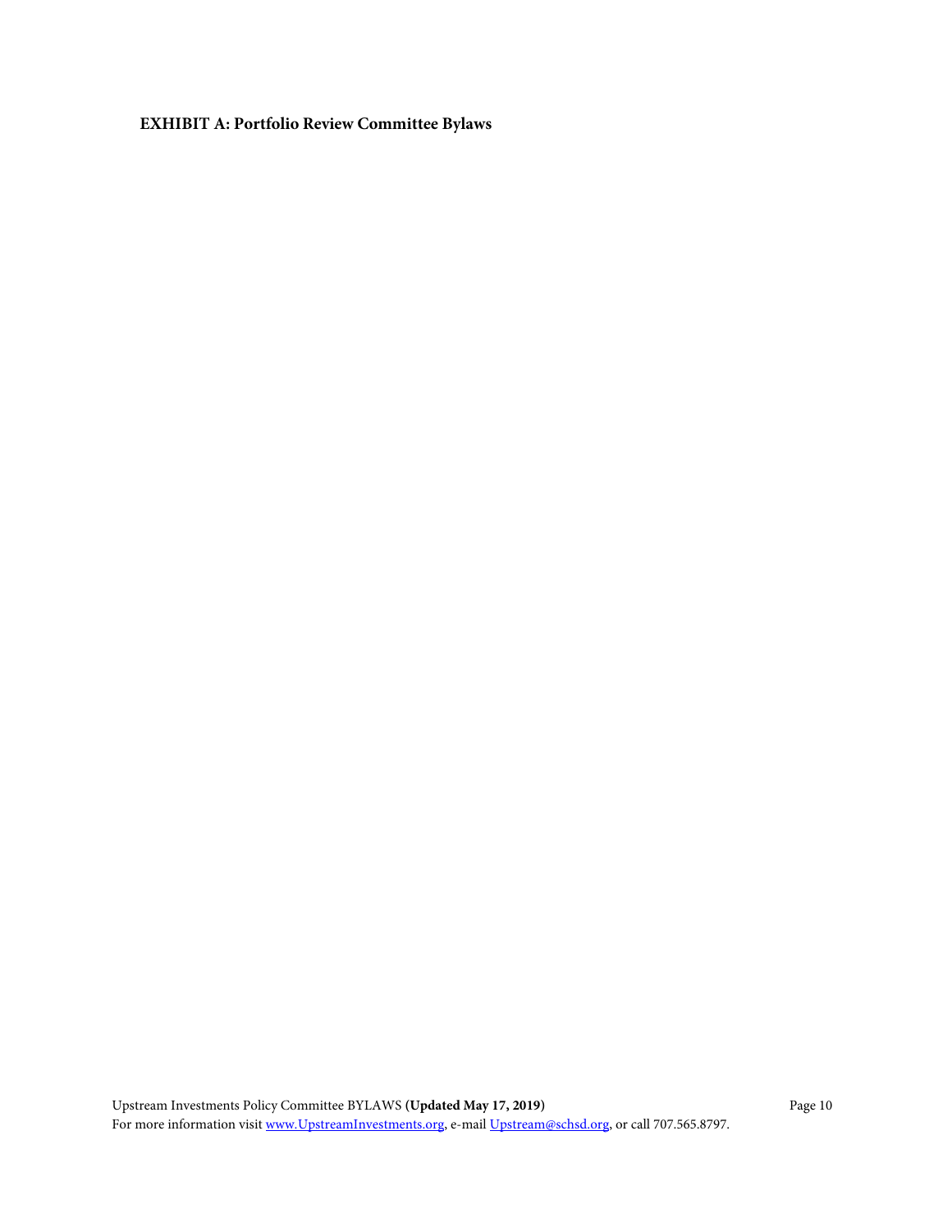**EXHIBIT A: Portfolio Review Committee Bylaws**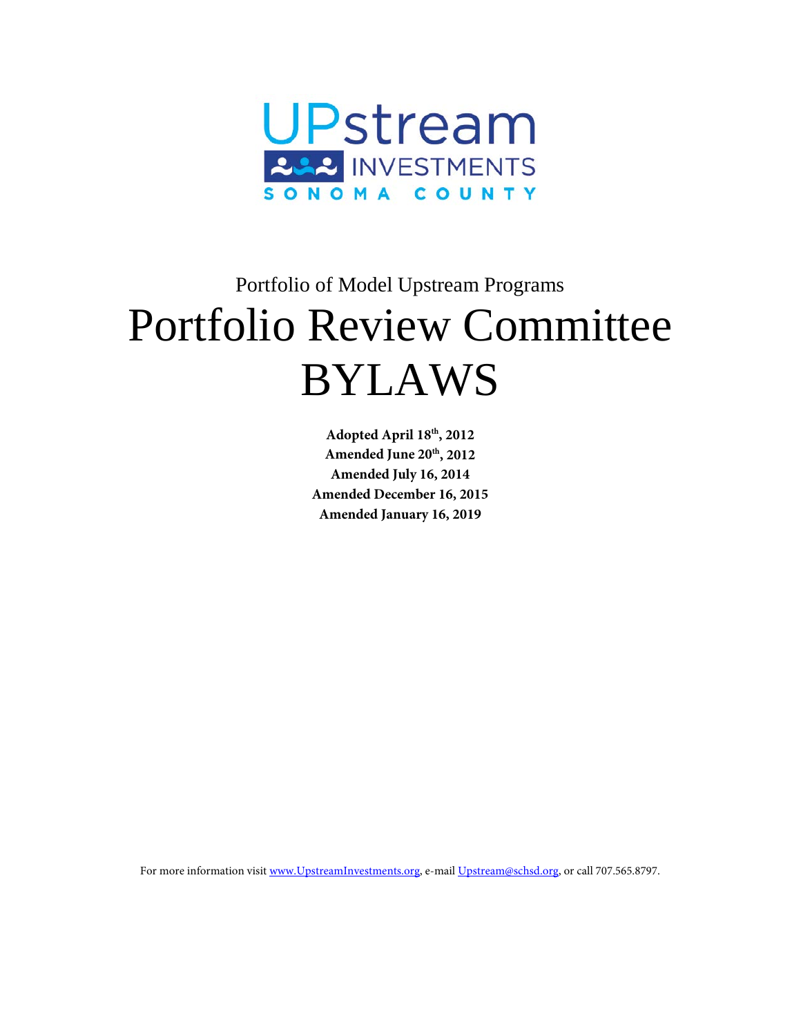Portfolio of Model Upstream Programs

# Portfolio Review Committee BYLAWS

**Adopted April 18th, 2012**
**Amended June 20th, 2012**
**Amended July 16, 2014**
**Amended December 16, 2015**
**Amended January 16, 2019**

For more information visit www.UpstreamInvestments.org, e-mail Upstream@schsd.org, or call 707.565.8797.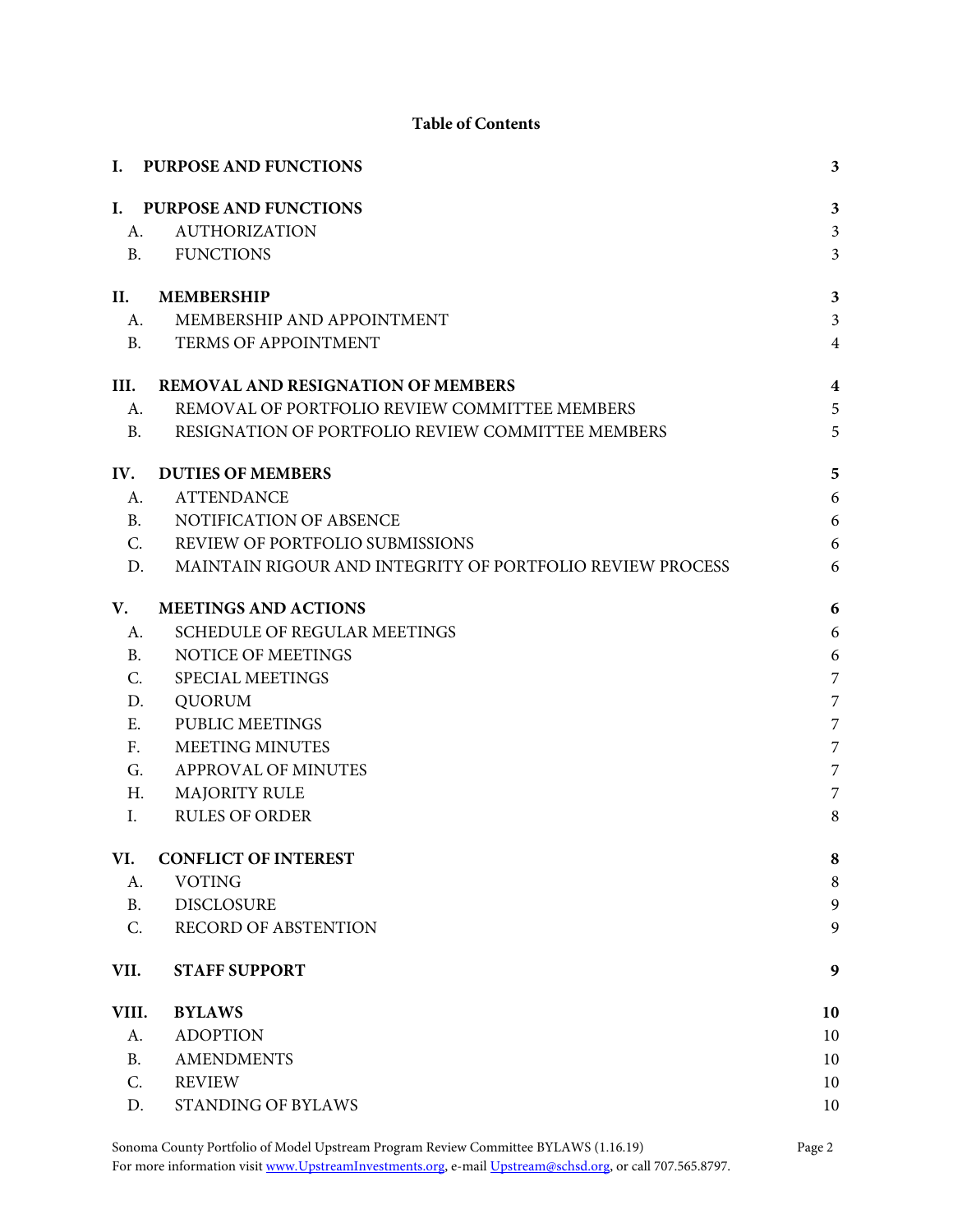**Table of Contents**

| | | |
|---|---|---|
| **I.** | **PURPOSE AND FUNCTIONS** | **3** |
| **I.** | **PURPOSE AND FUNCTIONS** | **3** |
| A. | AUTHORIZATION | 3 |
| B. | FUNCTIONS | 3 |
| **II.** | **MEMBERSHIP** | **3** |
| A. | MEMBERSHIP AND APPOINTMENT | 3 |
| B. | TERMS OF APPOINTMENT | 4 |
| **III.** | **REMOVAL AND RESIGNATION OF MEMBERS** | **4** |
| A. | REMOVAL OF PORTFOLIO REVIEW COMMITTEE MEMBERS | 5 |
| B. | RESIGNATION OF PORTFOLIO REVIEW COMMITTEE MEMBERS | 5 |
| **IV.** | **DUTIES OF MEMBERS** | **5** |
| A. | ATTENDANCE | 6 |
| B. | NOTIFICATION OF ABSENCE | 6 |
| C. | REVIEW OF PORTFOLIO SUBMISSIONS | 6 |
| D. | MAINTAIN RIGOUR AND INTEGRITY OF PORTFOLIO REVIEW PROCESS | 6 |
| **V.** | **MEETINGS AND ACTIONS** | **6** |
| A. | SCHEDULE OF REGULAR MEETINGS | 6 |
| B. | NOTICE OF MEETINGS | 6 |
| C. | SPECIAL MEETINGS | 7 |
| D. | QUORUM | 7 |
| E. | PUBLIC MEETINGS | 7 |
| F. | MEETING MINUTES | 7 |
| G. | APPROVAL OF MINUTES | 7 |
| H. | MAJORITY RULE | 7 |
| I. | RULES OF ORDER | 8 |
| **VI.** | **CONFLICT OF INTEREST** | **8** |
| A. | VOTING | 8 |
| B. | DISCLOSURE | 9 |
| C. | RECORD OF ABSTENTION | 9 |
| **VII.** | **STAFF SUPPORT** | **9** |
| **VIII.** | **BYLAWS** | **10** |
| A. | ADOPTION | 10 |
| B. | AMENDMENTS | 10 |
| C. | REVIEW | 10 |
| D. | STANDING OF BYLAWS | 10 |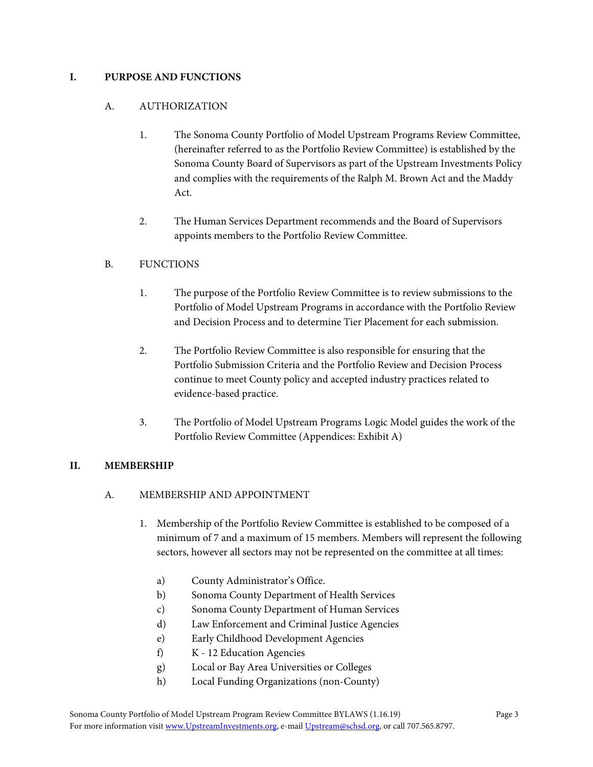## I. PURPOSE AND FUNCTIONS

### A. AUTHORIZATION

1. The Sonoma County Portfolio of Model Upstream Programs Review Committee, (hereinafter referred to as the Portfolio Review Committee) is established by the Sonoma County Board of Supervisors as part of the Upstream Investments Policy and complies with the requirements of the Ralph M. Brown Act and the Maddy Act.

2. The Human Services Department recommends and the Board of Supervisors appoints members to the Portfolio Review Committee.

### B. FUNCTIONS

1. The purpose of the Portfolio Review Committee is to review submissions to the Portfolio of Model Upstream Programs in accordance with the Portfolio Review and Decision Process and to determine Tier Placement for each submission.

2. The Portfolio Review Committee is also responsible for ensuring that the Portfolio Submission Criteria and the Portfolio Review and Decision Process continue to meet County policy and accepted industry practices related to evidence-based practice.

3. The Portfolio of Model Upstream Programs Logic Model guides the work of the Portfolio Review Committee (Appendices: Exhibit A)

## II. MEMBERSHIP

### A. MEMBERSHIP AND APPOINTMENT

1. Membership of the Portfolio Review Committee is established to be composed of a minimum of 7 and a maximum of 15 members. Members will represent the following sectors, however all sectors may not be represented on the committee at all times:

   a) County Administrator's Office.
   b) Sonoma County Department of Health Services
   c) Sonoma County Department of Human Services
   d) Law Enforcement and Criminal Justice Agencies
   e) Early Childhood Development Agencies
   f) K - 12 Education Agencies
   g) Local or Bay Area Universities or Colleges
   h) Local Funding Organizations (non-County)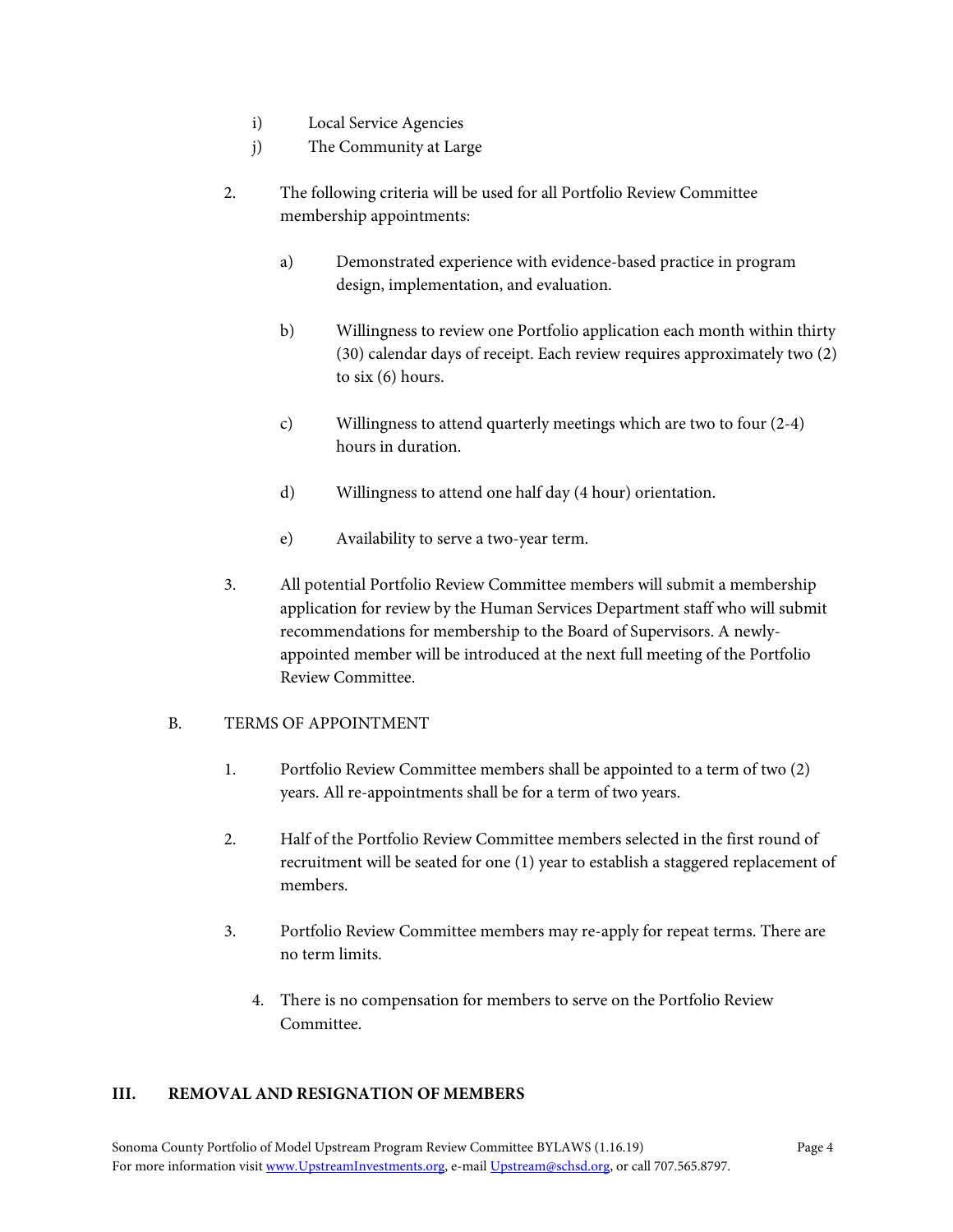i) Local Service Agencies

j) The Community at Large

2. The following criteria will be used for all Portfolio Review Committee membership appointments:

   a) Demonstrated experience with evidence-based practice in program design, implementation, and evaluation.

   b) Willingness to review one Portfolio application each month within thirty (30) calendar days of receipt. Each review requires approximately two (2) to six (6) hours.

   c) Willingness to attend quarterly meetings which are two to four (2-4) hours in duration.

   d) Willingness to attend one half day (4 hour) orientation.

   e) Availability to serve a two-year term.

3. All potential Portfolio Review Committee members will submit a membership application for review by the Human Services Department staff who will submit recommendations for membership to the Board of Supervisors. A newly-appointed member will be introduced at the next full meeting of the Portfolio Review Committee.

B. TERMS OF APPOINTMENT

1. Portfolio Review Committee members shall be appointed to a term of two (2) years. All re-appointments shall be for a term of two years.

2. Half of the Portfolio Review Committee members selected in the first round of recruitment will be seated for one (1) year to establish a staggered replacement of members.

3. Portfolio Review Committee members may re-apply for repeat terms. There are no term limits.

4. There is no compensation for members to serve on the Portfolio Review Committee.

## III. REMOVAL AND RESIGNATION OF MEMBERS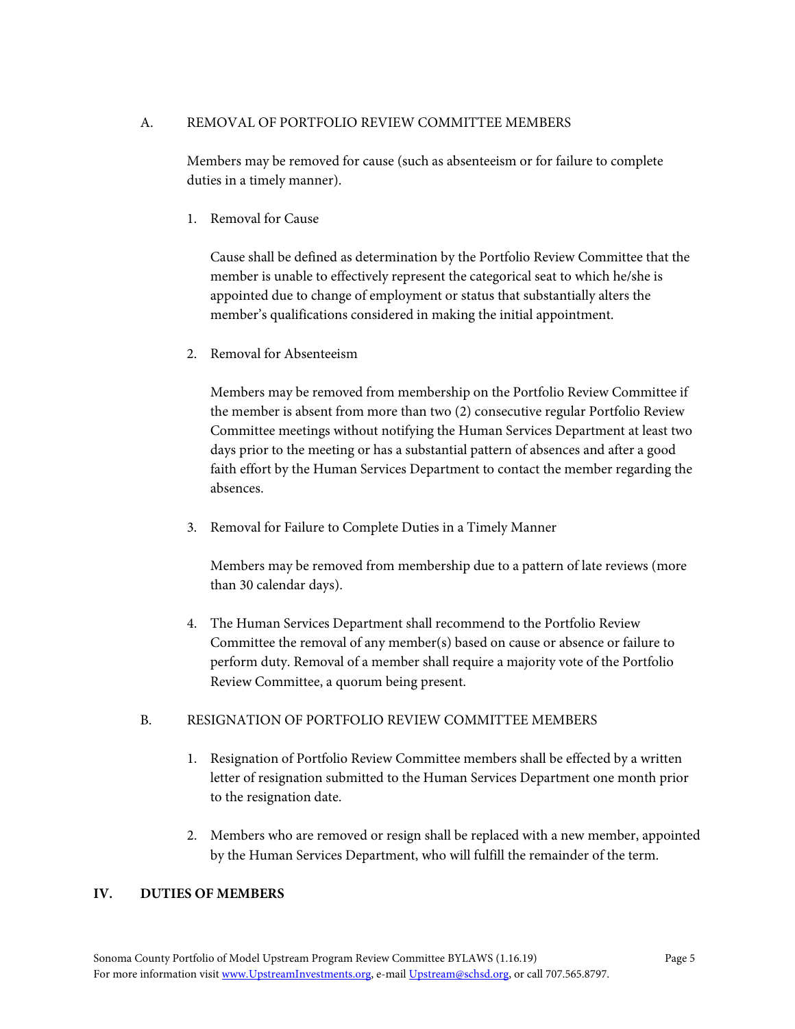### A. REMOVAL OF PORTFOLIO REVIEW COMMITTEE MEMBERS

Members may be removed for cause (such as absenteeism or for failure to complete duties in a timely manner).

1. Removal for Cause

   Cause shall be defined as determination by the Portfolio Review Committee that the member is unable to effectively represent the categorical seat to which he/she is appointed due to change of employment or status that substantially alters the member's qualifications considered in making the initial appointment.

2. Removal for Absenteeism

   Members may be removed from membership on the Portfolio Review Committee if the member is absent from more than two (2) consecutive regular Portfolio Review Committee meetings without notifying the Human Services Department at least two days prior to the meeting or has a substantial pattern of absences and after a good faith effort by the Human Services Department to contact the member regarding the absences.

3. Removal for Failure to Complete Duties in a Timely Manner

   Members may be removed from membership due to a pattern of late reviews (more than 30 calendar days).

4. The Human Services Department shall recommend to the Portfolio Review Committee the removal of any member(s) based on cause or absence or failure to perform duty. Removal of a member shall require a majority vote of the Portfolio Review Committee, a quorum being present.

### B. RESIGNATION OF PORTFOLIO REVIEW COMMITTEE MEMBERS

1. Resignation of Portfolio Review Committee members shall be effected by a written letter of resignation submitted to the Human Services Department one month prior to the resignation date.

2. Members who are removed or resign shall be replaced with a new member, appointed by the Human Services Department, who will fulfill the remainder of the term.

## IV. DUTIES OF MEMBERS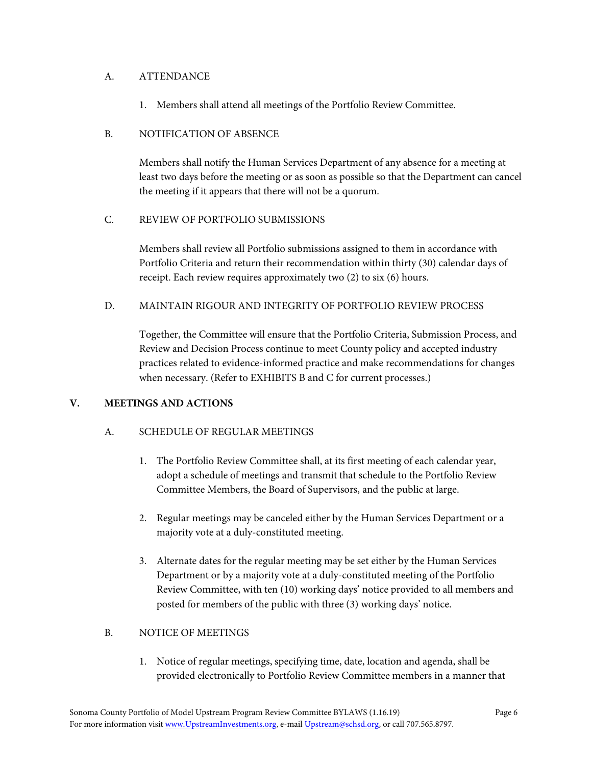A. ATTENDANCE

1. Members shall attend all meetings of the Portfolio Review Committee.

B. NOTIFICATION OF ABSENCE

Members shall notify the Human Services Department of any absence for a meeting at least two days before the meeting or as soon as possible so that the Department can cancel the meeting if it appears that there will not be a quorum.

C. REVIEW OF PORTFOLIO SUBMISSIONS

Members shall review all Portfolio submissions assigned to them in accordance with Portfolio Criteria and return their recommendation within thirty (30) calendar days of receipt. Each review requires approximately two (2) to six (6) hours.

D. MAINTAIN RIGOUR AND INTEGRITY OF PORTFOLIO REVIEW PROCESS

Together, the Committee will ensure that the Portfolio Criteria, Submission Process, and Review and Decision Process continue to meet County policy and accepted industry practices related to evidence-informed practice and make recommendations for changes when necessary. (Refer to EXHIBITS B and C for current processes.)

## V. MEETINGS AND ACTIONS

A. SCHEDULE OF REGULAR MEETINGS

1. The Portfolio Review Committee shall, at its first meeting of each calendar year, adopt a schedule of meetings and transmit that schedule to the Portfolio Review Committee Members, the Board of Supervisors, and the public at large.

2. Regular meetings may be canceled either by the Human Services Department or a majority vote at a duly-constituted meeting.

3. Alternate dates for the regular meeting may be set either by the Human Services Department or by a majority vote at a duly-constituted meeting of the Portfolio Review Committee, with ten (10) working days' notice provided to all members and posted for members of the public with three (3) working days' notice.

B. NOTICE OF MEETINGS

1. Notice of regular meetings, specifying time, date, location and agenda, shall be provided electronically to Portfolio Review Committee members in a manner that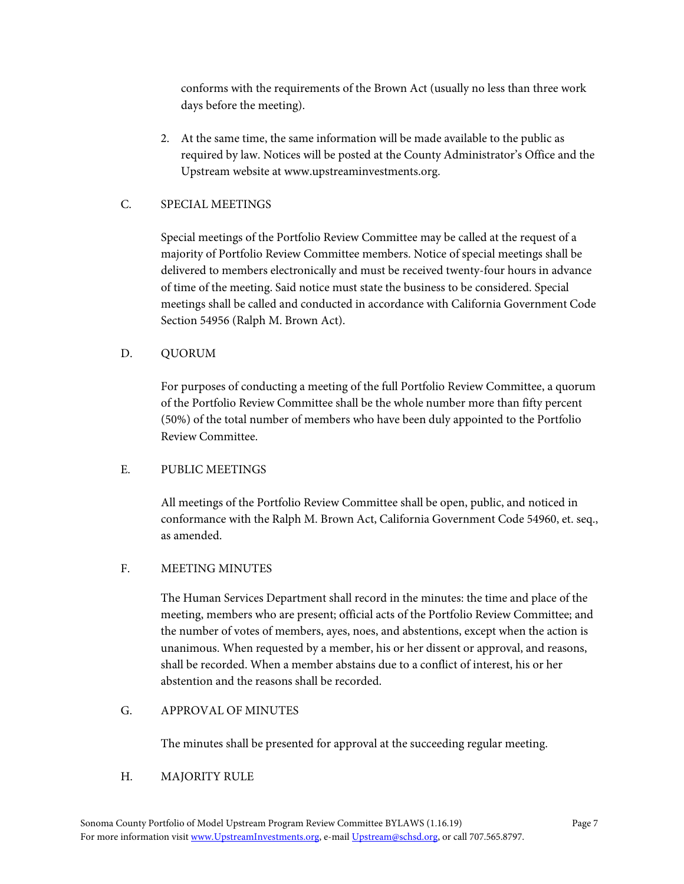conforms with the requirements of the Brown Act (usually no less than three work days before the meeting).

2. At the same time, the same information will be made available to the public as required by law. Notices will be posted at the County Administrator's Office and the Upstream website at www.upstreaminvestments.org.

C. SPECIAL MEETINGS

Special meetings of the Portfolio Review Committee may be called at the request of a majority of Portfolio Review Committee members. Notice of special meetings shall be delivered to members electronically and must be received twenty-four hours in advance of time of the meeting. Said notice must state the business to be considered. Special meetings shall be called and conducted in accordance with California Government Code Section 54956 (Ralph M. Brown Act).

D. QUORUM

For purposes of conducting a meeting of the full Portfolio Review Committee, a quorum of the Portfolio Review Committee shall be the whole number more than fifty percent (50%) of the total number of members who have been duly appointed to the Portfolio Review Committee.

E. PUBLIC MEETINGS

All meetings of the Portfolio Review Committee shall be open, public, and noticed in conformance with the Ralph M. Brown Act, California Government Code 54960, et. seq., as amended.

F. MEETING MINUTES

The Human Services Department shall record in the minutes: the time and place of the meeting, members who are present; official acts of the Portfolio Review Committee; and the number of votes of members, ayes, noes, and abstentions, except when the action is unanimous. When requested by a member, his or her dissent or approval, and reasons, shall be recorded. When a member abstains due to a conflict of interest, his or her abstention and the reasons shall be recorded.

G. APPROVAL OF MINUTES

The minutes shall be presented for approval at the succeeding regular meeting.

H. MAJORITY RULE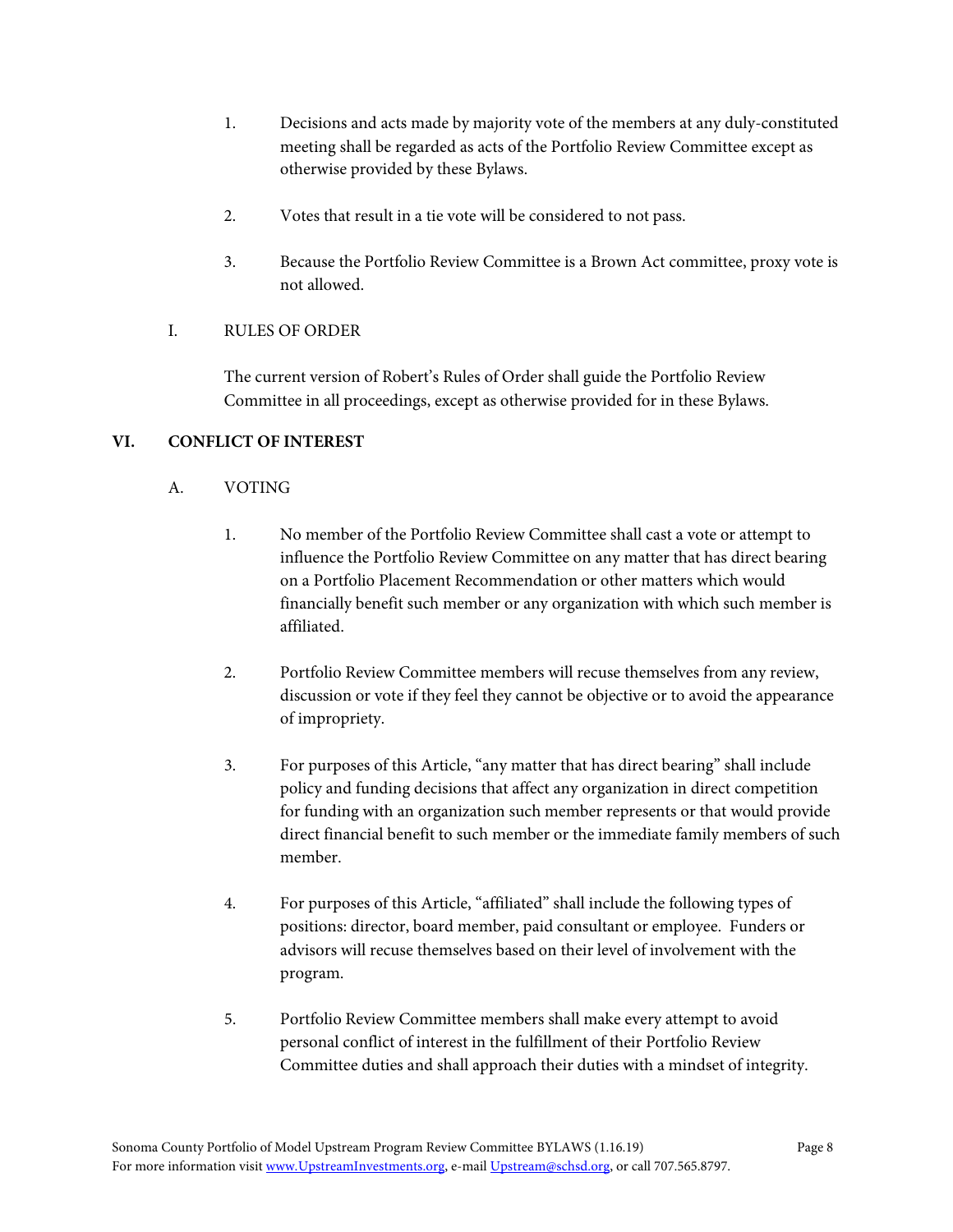1. Decisions and acts made by majority vote of the members at any duly-constituted meeting shall be regarded as acts of the Portfolio Review Committee except as otherwise provided by these Bylaws.

2. Votes that result in a tie vote will be considered to not pass.

3. Because the Portfolio Review Committee is a Brown Act committee, proxy vote is not allowed.

I. RULES OF ORDER

The current version of Robert's Rules of Order shall guide the Portfolio Review Committee in all proceedings, except as otherwise provided for in these Bylaws.

## VI. CONFLICT OF INTEREST

A. VOTING

1. No member of the Portfolio Review Committee shall cast a vote or attempt to influence the Portfolio Review Committee on any matter that has direct bearing on a Portfolio Placement Recommendation or other matters which would financially benefit such member or any organization with which such member is affiliated.

2. Portfolio Review Committee members will recuse themselves from any review, discussion or vote if they feel they cannot be objective or to avoid the appearance of impropriety.

3. For purposes of this Article, "any matter that has direct bearing" shall include policy and funding decisions that affect any organization in direct competition for funding with an organization such member represents or that would provide direct financial benefit to such member or the immediate family members of such member.

4. For purposes of this Article, "affiliated" shall include the following types of positions: director, board member, paid consultant or employee. Funders or advisors will recuse themselves based on their level of involvement with the program.

5. Portfolio Review Committee members shall make every attempt to avoid personal conflict of interest in the fulfillment of their Portfolio Review Committee duties and shall approach their duties with a mindset of integrity.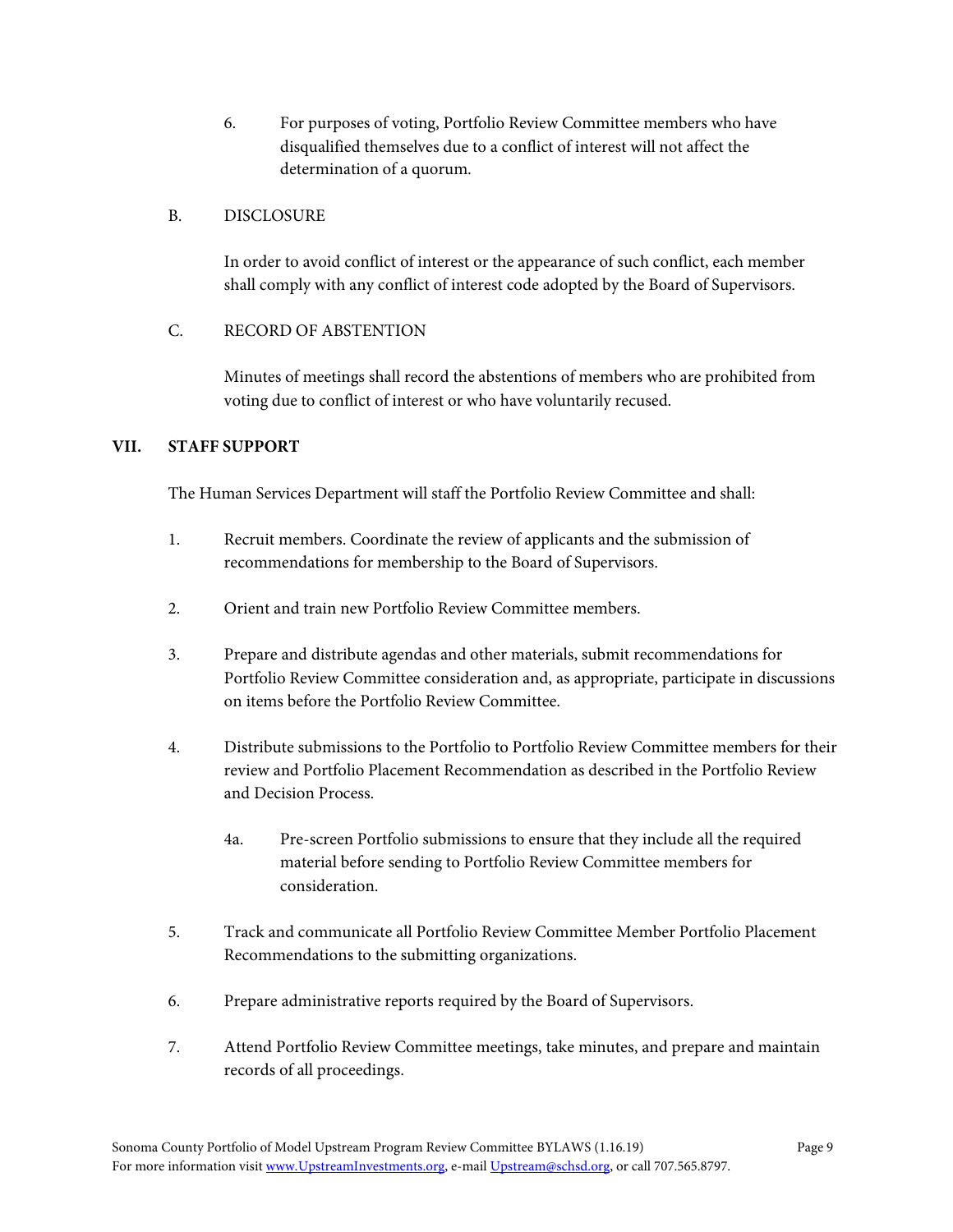6. For purposes of voting, Portfolio Review Committee members who have disqualified themselves due to a conflict of interest will not affect the determination of a quorum.

B. DISCLOSURE

In order to avoid conflict of interest or the appearance of such conflict, each member shall comply with any conflict of interest code adopted by the Board of Supervisors.

C. RECORD OF ABSTENTION

Minutes of meetings shall record the abstentions of members who are prohibited from voting due to conflict of interest or who have voluntarily recused.

## VII. STAFF SUPPORT

The Human Services Department will staff the Portfolio Review Committee and shall:

1. Recruit members. Coordinate the review of applicants and the submission of recommendations for membership to the Board of Supervisors.

2. Orient and train new Portfolio Review Committee members.

3. Prepare and distribute agendas and other materials, submit recommendations for Portfolio Review Committee consideration and, as appropriate, participate in discussions on items before the Portfolio Review Committee.

4. Distribute submissions to the Portfolio to Portfolio Review Committee members for their review and Portfolio Placement Recommendation as described in the Portfolio Review and Decision Process.

   4a. Pre-screen Portfolio submissions to ensure that they include all the required material before sending to Portfolio Review Committee members for consideration.

5. Track and communicate all Portfolio Review Committee Member Portfolio Placement Recommendations to the submitting organizations.

6. Prepare administrative reports required by the Board of Supervisors.

7. Attend Portfolio Review Committee meetings, take minutes, and prepare and maintain records of all proceedings.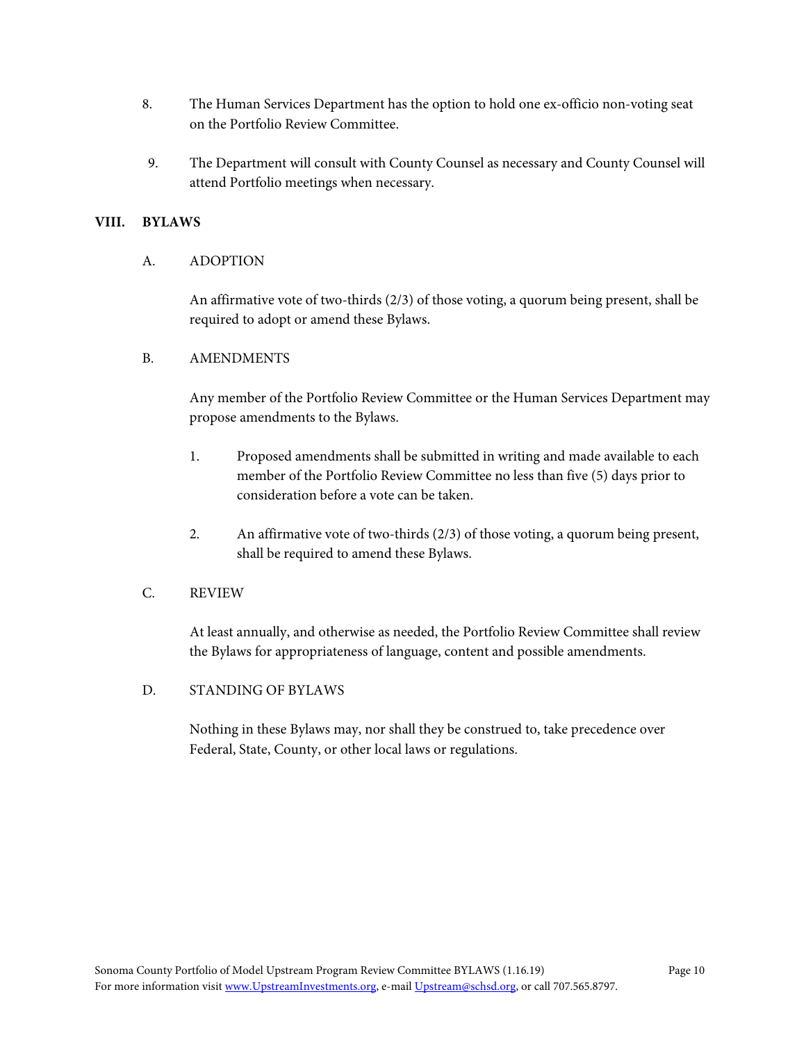8. The Human Services Department has the option to hold one ex-officio non-voting seat on the Portfolio Review Committee.

9. The Department will consult with County Counsel as necessary and County Counsel will attend Portfolio meetings when necessary.

## VIII. BYLAWS

### A. ADOPTION

An affirmative vote of two-thirds (2/3) of those voting, a quorum being present, shall be required to adopt or amend these Bylaws.

### B. AMENDMENTS

Any member of the Portfolio Review Committee or the Human Services Department may propose amendments to the Bylaws.

1. Proposed amendments shall be submitted in writing and made available to each member of the Portfolio Review Committee no less than five (5) days prior to consideration before a vote can be taken.

2. An affirmative vote of two-thirds (2/3) of those voting, a quorum being present, shall be required to amend these Bylaws.

### C. REVIEW

At least annually, and otherwise as needed, the Portfolio Review Committee shall review the Bylaws for appropriateness of language, content and possible amendments.

### D. STANDING OF BYLAWS

Nothing in these Bylaws may, nor shall they be construed to, take precedence over Federal, State, County, or other local laws or regulations.